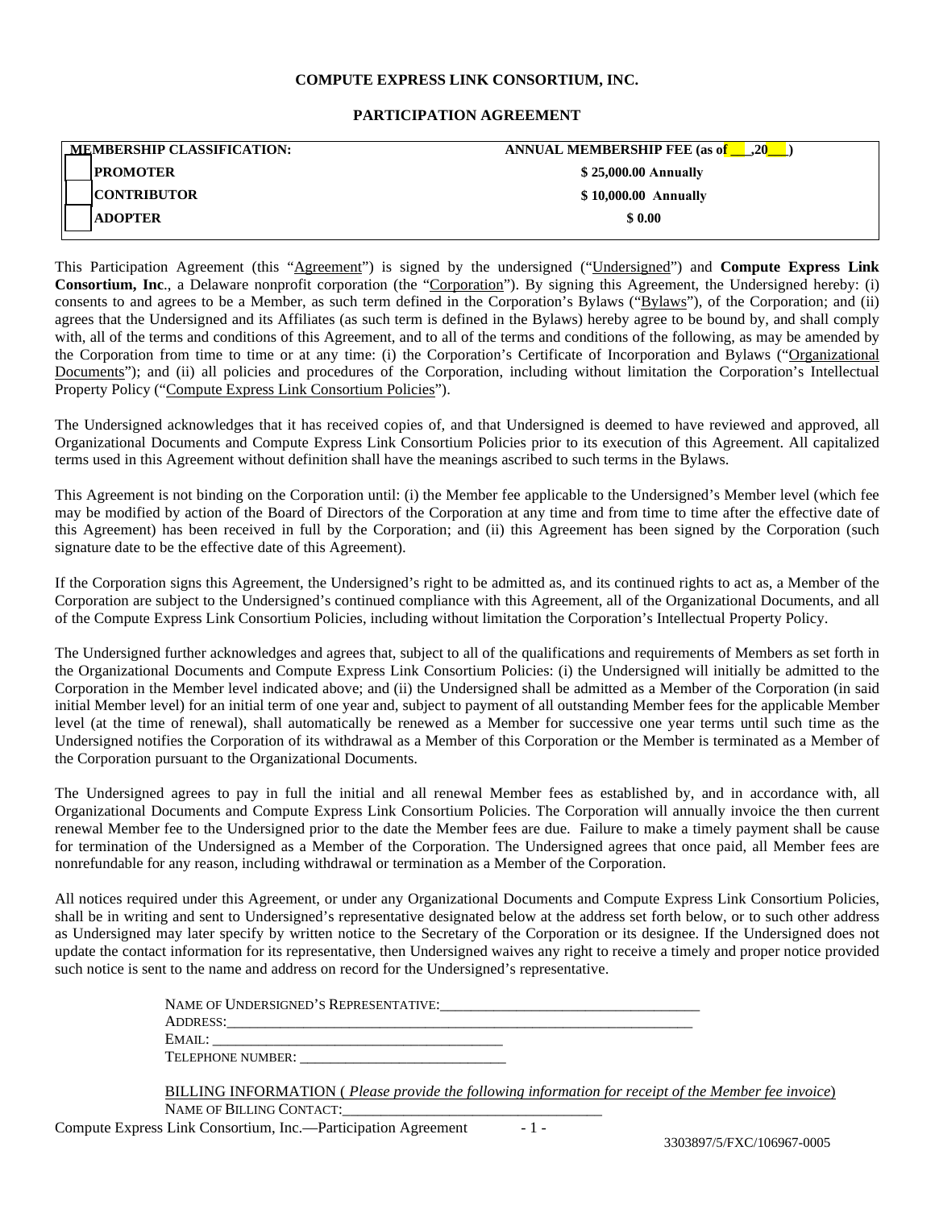**COMPUTE EXPRESS LINK CONSORTIUM, INC.**

**PARTICIPATION AGREEMENT**

| MEMBERSHIP CLASSIFICATION: | ANNUAL MEMBERSHIP FEE (as of ___,20___) |
|---|---|
| ☐ PROMOTER | $ 25,000.00 Annually |
| ☐ CONTRIBUTOR | $ 10,000.00 Annually |
| ☐ ADOPTER | $ 0.00 |

This Participation Agreement (this "Agreement") is signed by the undersigned ("Undersigned") and **Compute Express Link Consortium, Inc**., a Delaware nonprofit corporation (the "Corporation"). By signing this Agreement, the Undersigned hereby: (i) consents to and agrees to be a Member, as such term defined in the Corporation's Bylaws ("Bylaws"), of the Corporation; and (ii) agrees that the Undersigned and its Affiliates (as such term is defined in the Bylaws) hereby agree to be bound by, and shall comply with, all of the terms and conditions of this Agreement, and to all of the terms and conditions of the following, as may be amended by the Corporation from time to time or at any time: (i) the Corporation's Certificate of Incorporation and Bylaws ("Organizational Documents"); and (ii) all policies and procedures of the Corporation, including without limitation the Corporation's Intellectual Property Policy ("Compute Express Link Consortium Policies").

The Undersigned acknowledges that it has received copies of, and that Undersigned is deemed to have reviewed and approved, all Organizational Documents and Compute Express Link Consortium Policies prior to its execution of this Agreement. All capitalized terms used in this Agreement without definition shall have the meanings ascribed to such terms in the Bylaws.

This Agreement is not binding on the Corporation until: (i) the Member fee applicable to the Undersigned's Member level (which fee may be modified by action of the Board of Directors of the Corporation at any time and from time to time after the effective date of this Agreement) has been received in full by the Corporation; and (ii) this Agreement has been signed by the Corporation (such signature date to be the effective date of this Agreement).

If the Corporation signs this Agreement, the Undersigned's right to be admitted as, and its continued rights to act as, a Member of the Corporation are subject to the Undersigned's continued compliance with this Agreement, all of the Organizational Documents, and all of the Compute Express Link Consortium Policies, including without limitation the Corporation's Intellectual Property Policy.

The Undersigned further acknowledges and agrees that, subject to all of the qualifications and requirements of Members as set forth in the Organizational Documents and Compute Express Link Consortium Policies: (i) the Undersigned will initially be admitted to the Corporation in the Member level indicated above; and (ii) the Undersigned shall be admitted as a Member of the Corporation (in said initial Member level) for an initial term of one year and, subject to payment of all outstanding Member fees for the applicable Member level (at the time of renewal), shall automatically be renewed as a Member for successive one year terms until such time as the Undersigned notifies the Corporation of its withdrawal as a Member of this Corporation or the Member is terminated as a Member of the Corporation pursuant to the Organizational Documents.

The Undersigned agrees to pay in full the initial and all renewal Member fees as established by, and in accordance with, all Organizational Documents and Compute Express Link Consortium Policies. The Corporation will annually invoice the then current renewal Member fee to the Undersigned prior to the date the Member fees are due. Failure to make a timely payment shall be cause for termination of the Undersigned as a Member of the Corporation. The Undersigned agrees that once paid, all Member fees are nonrefundable for any reason, including withdrawal or termination as a Member of the Corporation.

All notices required under this Agreement, or under any Organizational Documents and Compute Express Link Consortium Policies, shall be in writing and sent to Undersigned's representative designated below at the address set forth below, or to such other address as Undersigned may later specify by written notice to the Secretary of the Corporation or its designee. If the Undersigned does not update the contact information for its representative, then Undersigned waives any right to receive a timely and proper notice provided such notice is sent to the name and address on record for the Undersigned's representative.

NAME OF UNDERSIGNED'S REPRESENTATIVE:___________________________________
ADDRESS:_________________________________________________________________
EMAIL: ______________________________________
TELEPHONE NUMBER: ____________________________

BILLING INFORMATION ( *Please provide the following information for receipt of the Member fee invoice*)
NAME OF BILLING CONTACT:___________________________________

3303897/5/FXC/106967-0005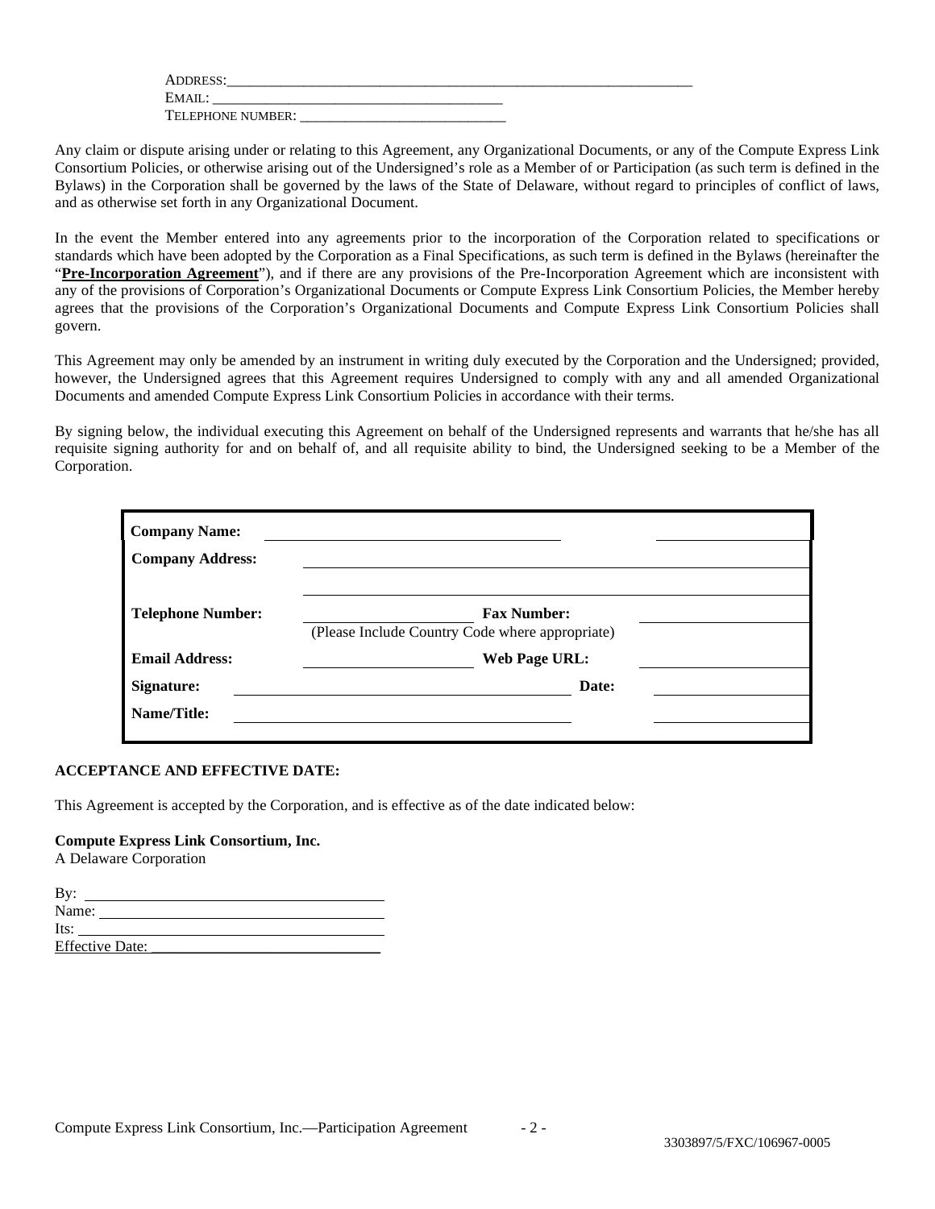ADDRESS:_______________________________________________________________

EMAIL: ________________________________________

TELEPHONE NUMBER: ____________________________

Any claim or dispute arising under or relating to this Agreement, any Organizational Documents, or any of the Compute Express Link Consortium Policies, or otherwise arising out of the Undersigned's role as a Member of or Participation (as such term is defined in the Bylaws) in the Corporation shall be governed by the laws of the State of Delaware, without regard to principles of conflict of laws, and as otherwise set forth in any Organizational Document.

In the event the Member entered into any agreements prior to the incorporation of the Corporation related to specifications or standards which have been adopted by the Corporation as a Final Specifications, as such term is defined in the Bylaws (hereinafter the "**Pre-Incorporation Agreement**"), and if there are any provisions of the Pre-Incorporation Agreement which are inconsistent with any of the provisions of Corporation's Organizational Documents or Compute Express Link Consortium Policies, the Member hereby agrees that the provisions of the Corporation's Organizational Documents and Compute Express Link Consortium Policies shall govern.

This Agreement may only be amended by an instrument in writing duly executed by the Corporation and the Undersigned; provided, however, the Undersigned agrees that this Agreement requires Undersigned to comply with any and all amended Organizational Documents and amended Compute Express Link Consortium Policies in accordance with their terms.

By signing below, the individual executing this Agreement on behalf of the Undersigned represents and warrants that he/she has all requisite signing authority for and on behalf of, and all requisite ability to bind, the Undersigned seeking to be a Member of the Corporation.

| | | | |
|---|---|---|---|
| **Company Name:** | | | |
| **Company Address:** | | | |
| | | | |
| **Telephone Number:** | (Please Include Country Code where appropriate) | **Fax Number:** | |
| **Email Address:** | | **Web Page URL:** | |
| **Signature:** | | **Date:** | |
| **Name/Title:** | | | |

**ACCEPTANCE AND EFFECTIVE DATE:**

This Agreement is accepted by the Corporation, and is effective as of the date indicated below:

**Compute Express Link Consortium, Inc.**
A Delaware Corporation

By: ______________________________________

Name: ____________________________________

Its: _______________________________________

Effective Date: ______________________________

3303897/5/FXC/106967-0005